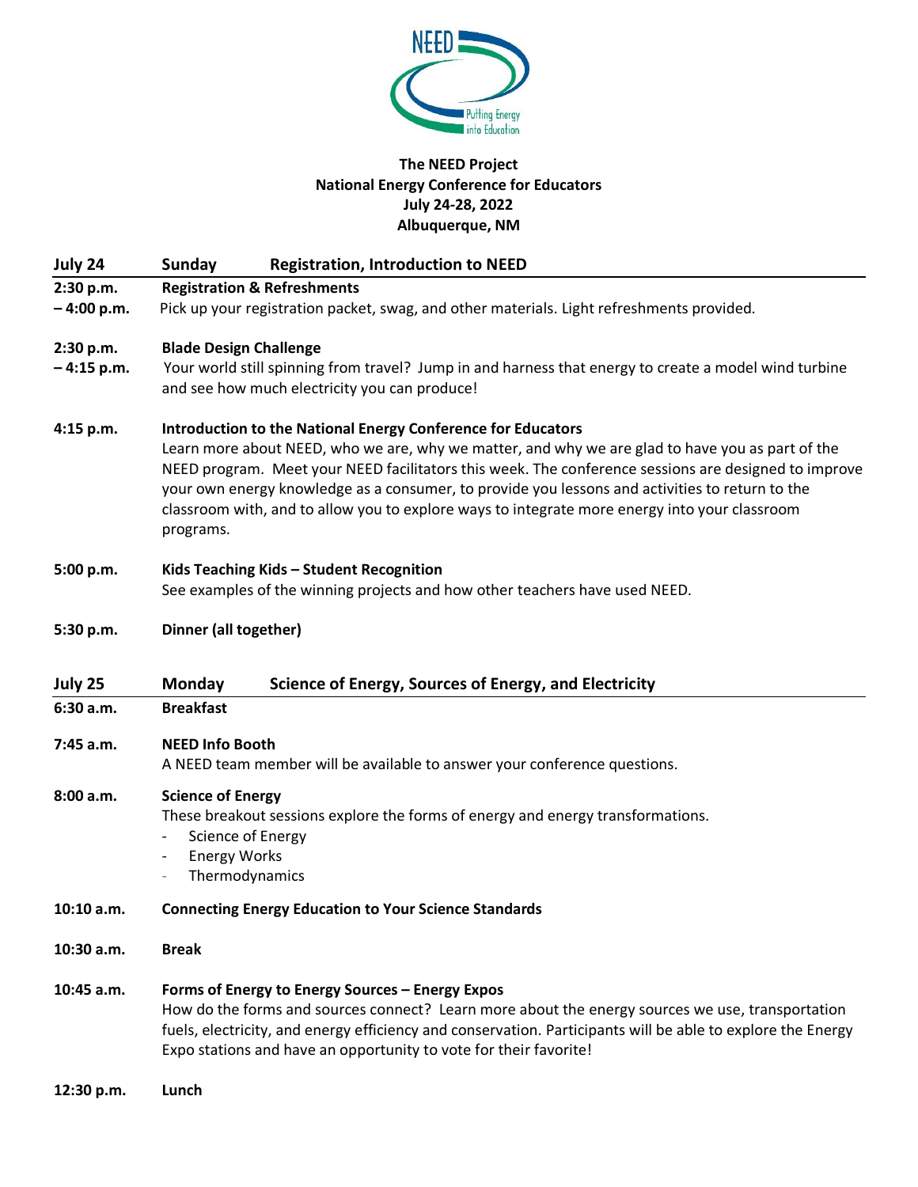# The NEED Project
## National Energy Conference for Educators
## July 24-28, 2022
## Albuquerque, NM

### July 24 — Sunday — Registration, Introduction to NEED

**2:30 p.m. – 4:00 p.m.** **Registration & Refreshments**
Pick up your registration packet, swag, and other materials. Light refreshments provided.

**2:30 p.m. – 4:15 p.m.** **Blade Design Challenge**
Your world still spinning from travel? Jump in and harness that energy to create a model wind turbine and see how much electricity you can produce!

**4:15 p.m.** **Introduction to the National Energy Conference for Educators**
Learn more about NEED, who we are, why we matter, and why we are glad to have you as part of the NEED program. Meet your NEED facilitators this week. The conference sessions are designed to improve your own energy knowledge as a consumer, to provide you lessons and activities to return to the classroom with, and to allow you to explore ways to integrate more energy into your classroom programs.

**5:00 p.m.** **Kids Teaching Kids – Student Recognition**
See examples of the winning projects and how other teachers have used NEED.

**5:30 p.m.** **Dinner (all together)**

### July 25 — Monday — Science of Energy, Sources of Energy, and Electricity

**6:30 a.m.** **Breakfast**

**7:45 a.m.** **NEED Info Booth**
A NEED team member will be available to answer your conference questions.

**8:00 a.m.** **Science of Energy**
These breakout sessions explore the forms of energy and energy transformations.
- Science of Energy
- Energy Works
- Thermodynamics

**10:10 a.m.** **Connecting Energy Education to Your Science Standards**

**10:30 a.m.** **Break**

**10:45 a.m.** **Forms of Energy to Energy Sources – Energy Expos**
How do the forms and sources connect? Learn more about the energy sources we use, transportation fuels, electricity, and energy efficiency and conservation. Participants will be able to explore the Energy Expo stations and have an opportunity to vote for their favorite!

**12:30 p.m.** **Lunch**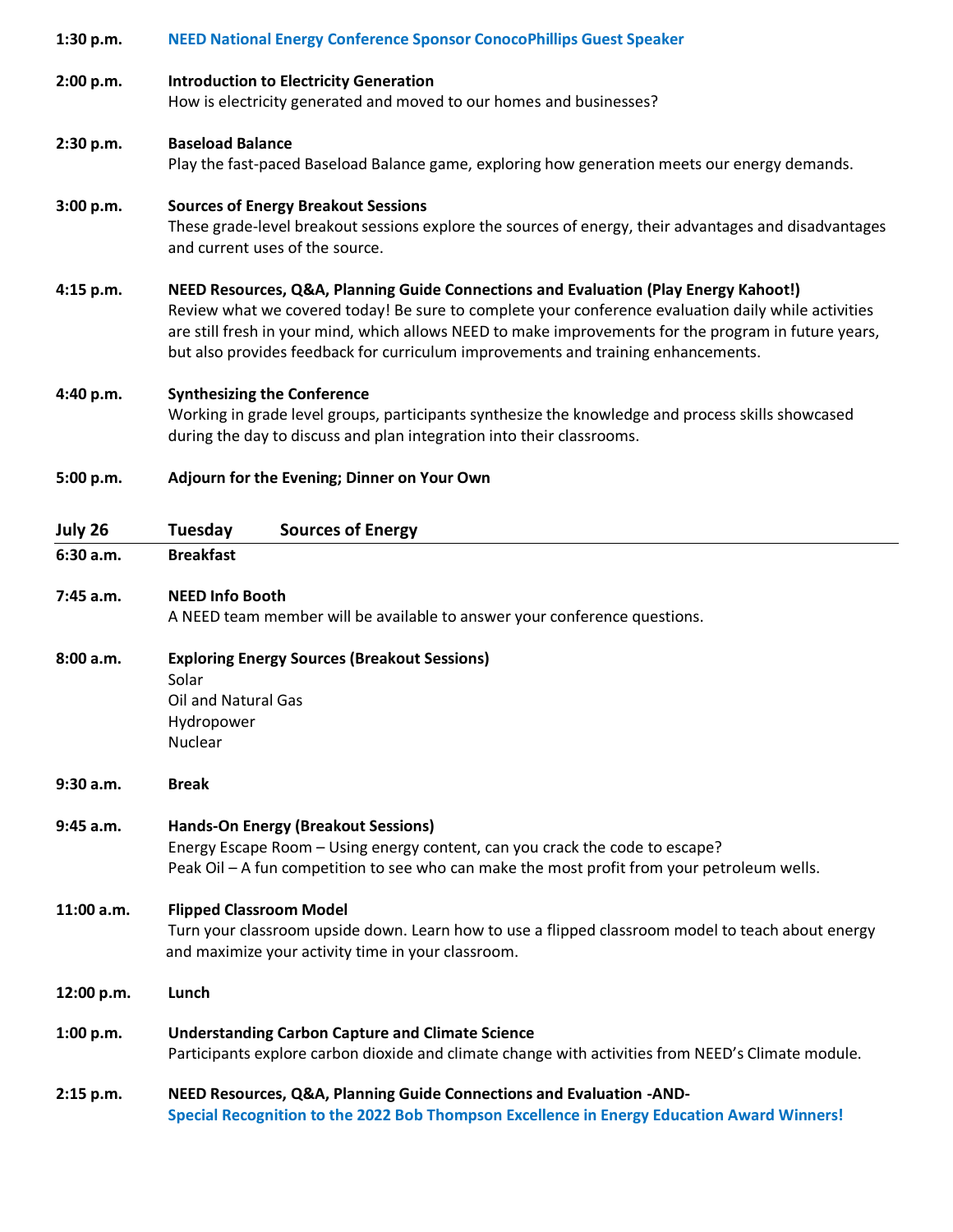**1:30 p.m.** **NEED National Energy Conference Sponsor ConocoPhillips Guest Speaker**

**2:00 p.m.** **Introduction to Electricity Generation**
How is electricity generated and moved to our homes and businesses?

**2:30 p.m.** **Baseload Balance**
Play the fast-paced Baseload Balance game, exploring how generation meets our energy demands.

**3:00 p.m.** **Sources of Energy Breakout Sessions**
These grade-level breakout sessions explore the sources of energy, their advantages and disadvantages and current uses of the source.

**4:15 p.m.** **NEED Resources, Q&A, Planning Guide Connections and Evaluation (Play Energy Kahoot!)**
Review what we covered today! Be sure to complete your conference evaluation daily while activities are still fresh in your mind, which allows NEED to make improvements for the program in future years, but also provides feedback for curriculum improvements and training enhancements.

**4:40 p.m.** **Synthesizing the Conference**
Working in grade level groups, participants synthesize the knowledge and process skills showcased during the day to discuss and plan integration into their classrooms.

**5:00 p.m.** **Adjourn for the Evening; Dinner on Your Own**

## July 26 Tuesday Sources of Energy

**6:30 a.m.** **Breakfast**

**7:45 a.m.** **NEED Info Booth**
A NEED team member will be available to answer your conference questions.

**8:00 a.m.** **Exploring Energy Sources (Breakout Sessions)**
Solar
Oil and Natural Gas
Hydropower
Nuclear

**9:30 a.m.** **Break**

**9:45 a.m.** **Hands-On Energy (Breakout Sessions)**
Energy Escape Room – Using energy content, can you crack the code to escape?
Peak Oil – A fun competition to see who can make the most profit from your petroleum wells.

**11:00 a.m.** **Flipped Classroom Model**
Turn your classroom upside down. Learn how to use a flipped classroom model to teach about energy and maximize your activity time in your classroom.

**12:00 p.m.** **Lunch**

**1:00 p.m.** **Understanding Carbon Capture and Climate Science**
Participants explore carbon dioxide and climate change with activities from NEED's Climate module.

**2:15 p.m.** **NEED Resources, Q&A, Planning Guide Connections and Evaluation -AND-**
**Special Recognition to the 2022 Bob Thompson Excellence in Energy Education Award Winners!**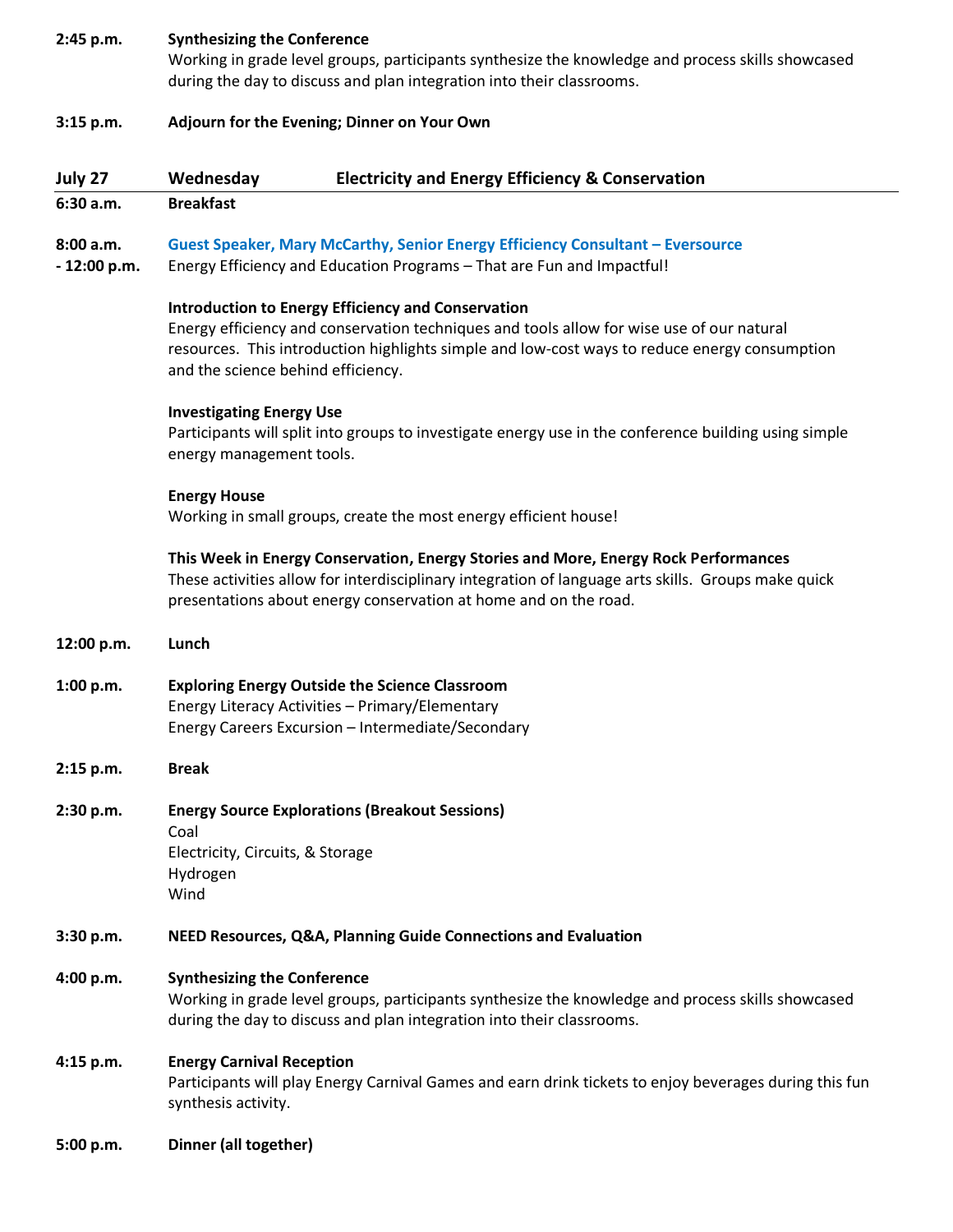**2:45 p.m.** **Synthesizing the Conference**
Working in grade level groups, participants synthesize the knowledge and process skills showcased during the day to discuss and plan integration into their classrooms.

**3:15 p.m.** **Adjourn for the Evening; Dinner on Your Own**

## July 27 Wednesday Electricity and Energy Efficiency & Conservation

**6:30 a.m.** **Breakfast**

**8:00 a.m. - 12:00 p.m.** **Guest Speaker, Mary McCarthy, Senior Energy Efficiency Consultant – Eversource**
Energy Efficiency and Education Programs – That are Fun and Impactful!

**Introduction to Energy Efficiency and Conservation**
Energy efficiency and conservation techniques and tools allow for wise use of our natural resources. This introduction highlights simple and low-cost ways to reduce energy consumption and the science behind efficiency.

**Investigating Energy Use**
Participants will split into groups to investigate energy use in the conference building using simple energy management tools.

**Energy House**
Working in small groups, create the most energy efficient house!

**This Week in Energy Conservation, Energy Stories and More, Energy Rock Performances**
These activities allow for interdisciplinary integration of language arts skills. Groups make quick presentations about energy conservation at home and on the road.

**12:00 p.m.** **Lunch**

**1:00 p.m.** **Exploring Energy Outside the Science Classroom**
Energy Literacy Activities – Primary/Elementary
Energy Careers Excursion – Intermediate/Secondary

**2:15 p.m.** **Break**

**2:30 p.m.** **Energy Source Explorations (Breakout Sessions)**
Coal
Electricity, Circuits, & Storage
Hydrogen
Wind

**3:30 p.m.** **NEED Resources, Q&A, Planning Guide Connections and Evaluation**

**4:00 p.m.** **Synthesizing the Conference**
Working in grade level groups, participants synthesize the knowledge and process skills showcased during the day to discuss and plan integration into their classrooms.

**4:15 p.m.** **Energy Carnival Reception**
Participants will play Energy Carnival Games and earn drink tickets to enjoy beverages during this fun synthesis activity.

**5:00 p.m.** **Dinner (all together)**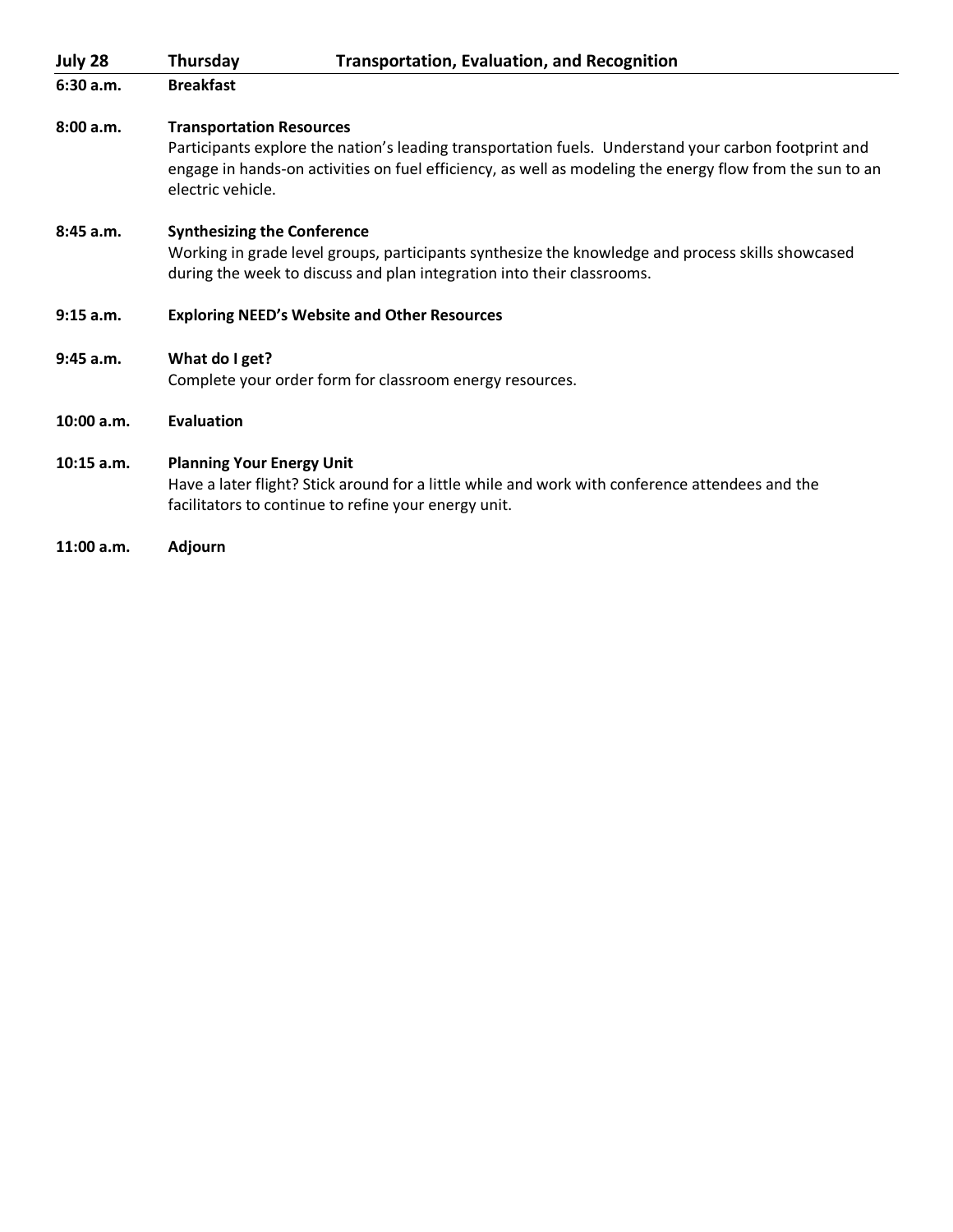## July 28 Thursday Transportation, Evaluation, and Recognition

**6:30 a.m.** **Breakfast**

**8:00 a.m.** **Transportation Resources**
Participants explore the nation's leading transportation fuels. Understand your carbon footprint and engage in hands-on activities on fuel efficiency, as well as modeling the energy flow from the sun to an electric vehicle.

**8:45 a.m.** **Synthesizing the Conference**
Working in grade level groups, participants synthesize the knowledge and process skills showcased during the week to discuss and plan integration into their classrooms.

**9:15 a.m.** **Exploring NEED's Website and Other Resources**

**9:45 a.m.** **What do I get?**
Complete your order form for classroom energy resources.

**10:00 a.m.** **Evaluation**

**10:15 a.m.** **Planning Your Energy Unit**
Have a later flight? Stick around for a little while and work with conference attendees and the facilitators to continue to refine your energy unit.

**11:00 a.m.** **Adjourn**